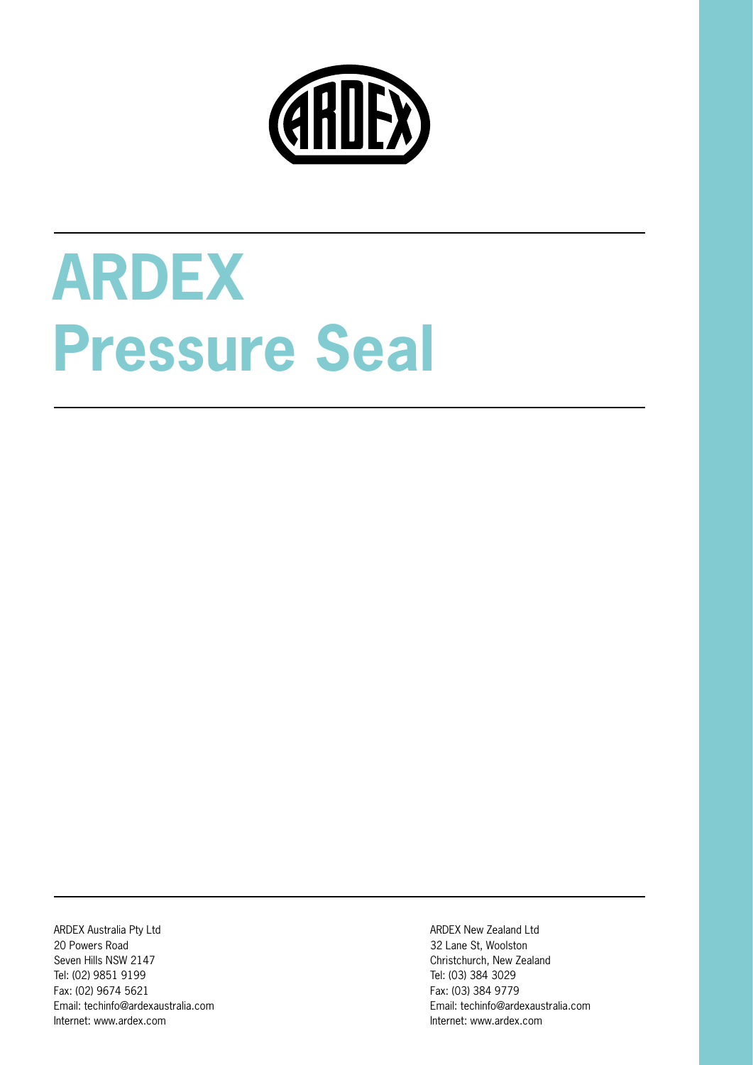# ARDEX Pressure Seal

ARDEX Australia Pty Ltd
20 Powers Road
Seven Hills NSW 2147
Tel: (02) 9851 9199
Fax: (02) 9674 5621
Email: techinfo@ardexaustralia.com
Internet: www.ardex.com

ARDEX New Zealand Ltd
32 Lane St, Woolston
Christchurch, New Zealand
Tel: (03) 384 3029
Fax: (03) 384 9779
Email: techinfo@ardexaustralia.com
Internet: www.ardex.com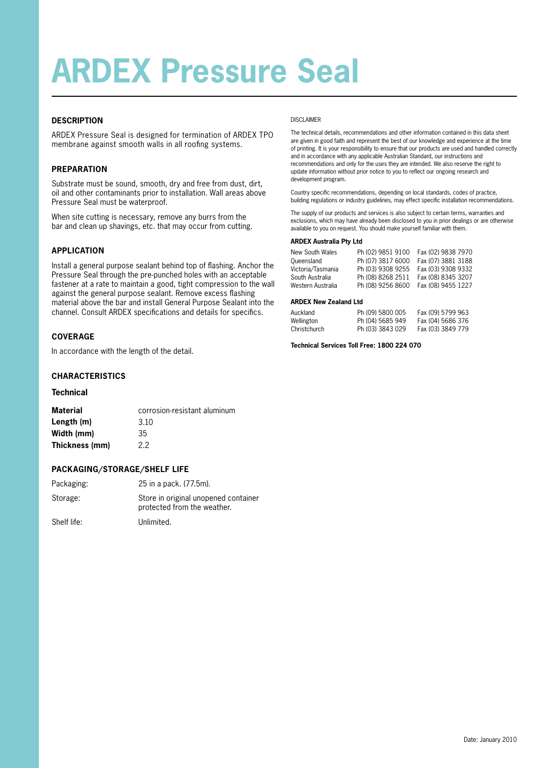# ARDEX Pressure Seal

## DESCRIPTION

ARDEX Pressure Seal is designed for termination of ARDEX TPO membrane against smooth walls in all roofing systems.

## PREPARATION

Substrate must be sound, smooth, dry and free from dust, dirt, oil and other contaminants prior to installation. Wall areas above Pressure Seal must be waterproof.

When site cutting is necessary, remove any burrs from the bar and clean up shavings, etc. that may occur from cutting.

## APPLICATION

Install a general purpose sealant behind top of flashing. Anchor the Pressure Seal through the pre-punched holes with an acceptable fastener at a rate to maintain a good, tight compression to the wall against the general purpose sealant. Remove excess flashing material above the bar and install General Purpose Sealant into the channel. Consult ARDEX specifications and details for specifics.

## COVERAGE

In accordance with the length of the detail.

## CHARACTERISTICS

### Technical

| | |
|---|---|
| **Material** | corrosion-resistant aluminum |
| **Length (m)** | 3.10 |
| **Width (mm)** | 35 |
| **Thickness (mm)** | 2.2 |

## PACKAGING/STORAGE/SHELF LIFE

| | |
|---|---|
| Packaging: | 25 in a pack. (77.5m). |
| Storage: | Store in original unopened container protected from the weather. |
| Shelf life: | Unlimited. |

DISCLAIMER

The technical details, recommendations and other information contained in this data sheet are given in good faith and represent the best of our knowledge and experience at the time of printing. It is your responsibility to ensure that our products are used and handled correctly and in accordance with any applicable Australian Standard, our instructions and recommendations and only for the uses they are intended. We also reserve the right to update information without prior notice to you to reflect our ongoing research and development program.

Country specific recommendations, depending on local standards, codes of practice, building regulations or industry guidelines, may effect specific installation recommendations.

The supply of our products and services is also subject to certain terms, warranties and exclusions, which may have already been disclosed to you in prior dealings or are otherwise available to you on request. You should make yourself familiar with them.

**ARDEX Australia Pty Ltd**

| | | |
|---|---|---|
| New South Wales | Ph (02) 9851 9100 | Fax (02) 9838 7970 |
| Queensland | Ph (07) 3817 6000 | Fax (07) 3881 3188 |
| Victoria/Tasmania | Ph (03) 9308 9255 | Fax (03) 9308 9332 |
| South Australia | Ph (08) 8268 2511 | Fax (08) 8345 3207 |
| Western Australia | Ph (08) 9256 8600 | Fax (08) 9455 1227 |

**ARDEX New Zealand Ltd**

| | | |
|---|---|---|
| Auckland | Ph (09) 5800 005 | Fax (09) 5799 963 |
| Wellington | Ph (04) 5685 949 | Fax (04) 5686 376 |
| Christchurch | Ph (03) 3843 029 | Fax (03) 3849 779 |

**Technical Services Toll Free: 1800 224 070**

Date: January 2010